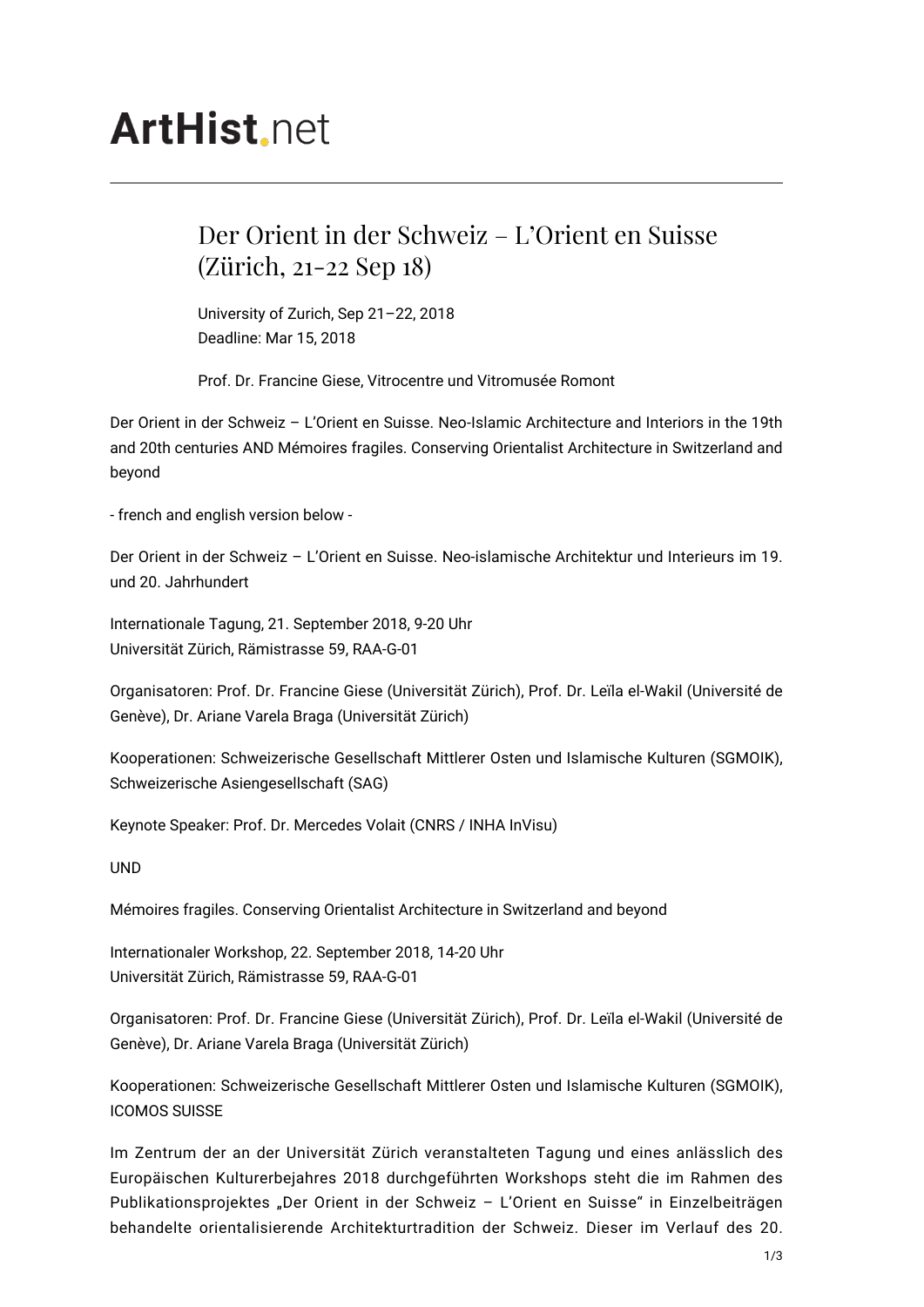ArtHist.net

# Der Orient in der Schweiz – L'Orient en Suisse (Zürich, 21-22 Sep 18)

University of Zurich, Sep 21–22, 2018
Deadline: Mar 15, 2018

Prof. Dr. Francine Giese, Vitrocentre und Vitromusée Romont

Der Orient in der Schweiz – L'Orient en Suisse. Neo-Islamic Architecture and Interiors in the 19th and 20th centuries AND Mémoires fragiles. Conserving Orientalist Architecture in Switzerland and beyond

- french and english version below -

Der Orient in der Schweiz – L'Orient en Suisse. Neo-islamische Architektur und Interieurs im 19. und 20. Jahrhundert

Internationale Tagung, 21. September 2018, 9-20 Uhr
Universität Zürich, Rämistrasse 59, RAA-G-01

Organisatoren: Prof. Dr. Francine Giese (Universität Zürich), Prof. Dr. Leïla el-Wakil (Université de Genève), Dr. Ariane Varela Braga (Universität Zürich)

Kooperationen: Schweizerische Gesellschaft Mittlerer Osten und Islamische Kulturen (SGMOIK), Schweizerische Asiengesellschaft (SAG)

Keynote Speaker: Prof. Dr. Mercedes Volait (CNRS / INHA InVisu)

UND

Mémoires fragiles. Conserving Orientalist Architecture in Switzerland and beyond

Internationaler Workshop, 22. September 2018, 14-20 Uhr
Universität Zürich, Rämistrasse 59, RAA-G-01

Organisatoren: Prof. Dr. Francine Giese (Universität Zürich), Prof. Dr. Leïla el-Wakil (Université de Genève), Dr. Ariane Varela Braga (Universität Zürich)

Kooperationen: Schweizerische Gesellschaft Mittlerer Osten und Islamische Kulturen (SGMOIK), ICOMOS SUISSE

Im Zentrum der an der Universität Zürich veranstalteten Tagung und eines anlässlich des Europäischen Kulturerbejahres 2018 durchgeführten Workshops steht die im Rahmen des Publikationsprojektes „Der Orient in der Schweiz – L'Orient en Suisse" in Einzelbeiträgen behandelte orientalisierende Architekturtradition der Schweiz. Dieser im Verlauf des 20.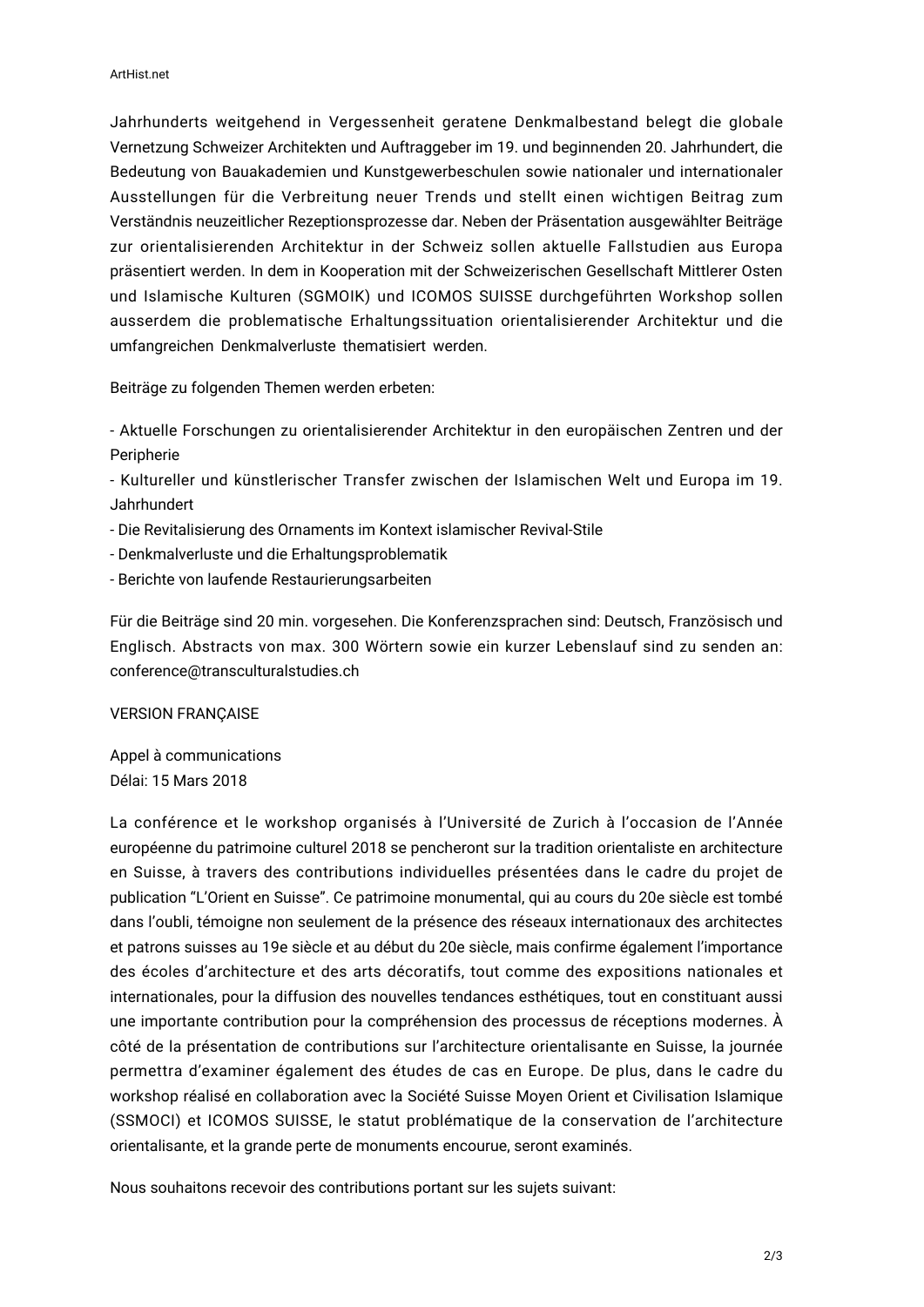Jahrhunderts weitgehend in Vergessenheit geratene Denkmalbestand belegt die globale Vernetzung Schweizer Architekten und Auftraggeber im 19. und beginnenden 20. Jahrhundert, die Bedeutung von Bauakademien und Kunstgewerbeschulen sowie nationaler und internationaler Ausstellungen für die Verbreitung neuer Trends und stellt einen wichtigen Beitrag zum Verständnis neuzeitlicher Rezeptionsprozesse dar. Neben der Präsentation ausgewählter Beiträge zur orientalisierenden Architektur in der Schweiz sollen aktuelle Fallstudien aus Europa präsentiert werden. In dem in Kooperation mit der Schweizerischen Gesellschaft Mittlerer Osten und Islamische Kulturen (SGMOIK) und ICOMOS SUISSE durchgeführten Workshop sollen ausserdem die problematische Erhaltungssituation orientalisierender Architektur und die umfangreichen Denkmalverluste thematisiert werden.

Beiträge zu folgenden Themen werden erbeten:

- Aktuelle Forschungen zu orientalisierender Architektur in den europäischen Zentren und der Peripherie
- Kultureller und künstlerischer Transfer zwischen der Islamischen Welt und Europa im 19. Jahrhundert
- Die Revitalisierung des Ornaments im Kontext islamischer Revival-Stile
- Denkmalverluste und die Erhaltungsproblematik
- Berichte von laufende Restaurierungsarbeiten

Für die Beiträge sind 20 min. vorgesehen. Die Konferenzsprachen sind: Deutsch, Französisch und Englisch. Abstracts von max. 300 Wörtern sowie ein kurzer Lebenslauf sind zu senden an: conference@transculturalstudies.ch

VERSION FRANÇAISE

Appel à communications
Délai: 15 Mars 2018

La conférence et le workshop organisés à l'Université de Zurich à l'occasion de l'Année européenne du patrimoine culturel 2018 se pencheront sur la tradition orientaliste en architecture en Suisse, à travers des contributions individuelles présentées dans le cadre du projet de publication "L'Orient en Suisse". Ce patrimoine monumental, qui au cours du 20e siècle est tombé dans l'oubli, témoigne non seulement de la présence des réseaux internationaux des architectes et patrons suisses au 19e siècle et au début du 20e siècle, mais confirme également l'importance des écoles d'architecture et des arts décoratifs, tout comme des expositions nationales et internationales, pour la diffusion des nouvelles tendances esthétiques, tout en constituant aussi une importante contribution pour la compréhension des processus de réceptions modernes. À côté de la présentation de contributions sur l'architecture orientalisante en Suisse, la journée permettra d'examiner également des études de cas en Europe. De plus, dans le cadre du workshop réalisé en collaboration avec la Société Suisse Moyen Orient et Civilisation Islamique (SSMOCI) et ICOMOS SUISSE, le statut problématique de la conservation de l'architecture orientalisante, et la grande perte de monuments encourue, seront examinés.

Nous souhaitons recevoir des contributions portant sur les sujets suivant: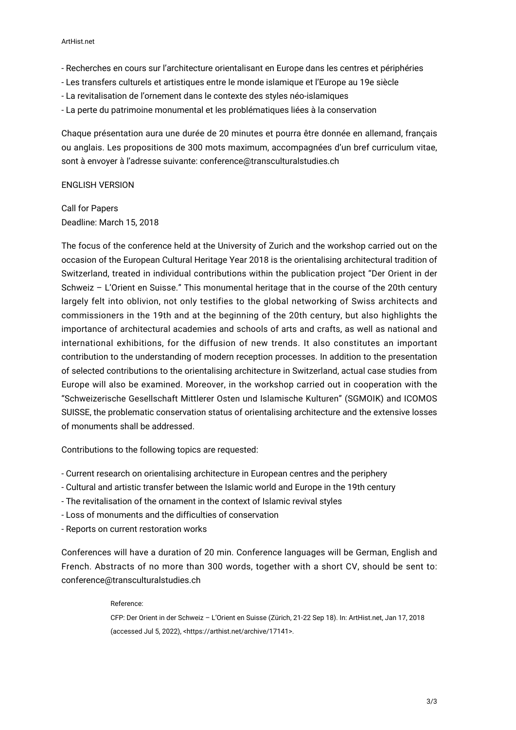- Recherches en cours sur l'architecture orientalisant en Europe dans les centres et périphéries
- Les transferts culturels et artistiques entre le monde islamique et l'Europe au 19e siècle
- La revitalisation de l'ornement dans le contexte des styles néo-islamiques
- La perte du patrimoine monumental et les problématiques liées à la conservation

Chaque présentation aura une durée de 20 minutes et pourra être donnée en allemand, français ou anglais. Les propositions de 300 mots maximum, accompagnées d'un bref curriculum vitae, sont à envoyer à l'adresse suivante: conference@transculturalstudies.ch

ENGLISH VERSION

Call for Papers
Deadline: March 15, 2018

The focus of the conference held at the University of Zurich and the workshop carried out on the occasion of the European Cultural Heritage Year 2018 is the orientalising architectural tradition of Switzerland, treated in individual contributions within the publication project "Der Orient in der Schweiz – L'Orient en Suisse." This monumental heritage that in the course of the 20th century largely felt into oblivion, not only testifies to the global networking of Swiss architects and commissioners in the 19th and at the beginning of the 20th century, but also highlights the importance of architectural academies and schools of arts and crafts, as well as national and international exhibitions, for the diffusion of new trends. It also constitutes an important contribution to the understanding of modern reception processes. In addition to the presentation of selected contributions to the orientalising architecture in Switzerland, actual case studies from Europe will also be examined. Moreover, in the workshop carried out in cooperation with the "Schweizerische Gesellschaft Mittlerer Osten und Islamische Kulturen" (SGMOIK) and ICOMOS SUISSE, the problematic conservation status of orientalising architecture and the extensive losses of monuments shall be addressed.

Contributions to the following topics are requested:

- Current research on orientalising architecture in European centres and the periphery
- Cultural and artistic transfer between the Islamic world and Europe in the 19th century
- The revitalisation of the ornament in the context of Islamic revival styles
- Loss of monuments and the difficulties of conservation
- Reports on current restoration works

Conferences will have a duration of 20 min. Conference languages will be German, English and French. Abstracts of no more than 300 words, together with a short CV, should be sent to: conference@transculturalstudies.ch

Reference:

CFP: Der Orient in der Schweiz – L'Orient en Suisse (Zürich, 21-22 Sep 18). In: ArtHist.net, Jan 17, 2018 (accessed Jul 5, 2022), <https://arthist.net/archive/17141>.